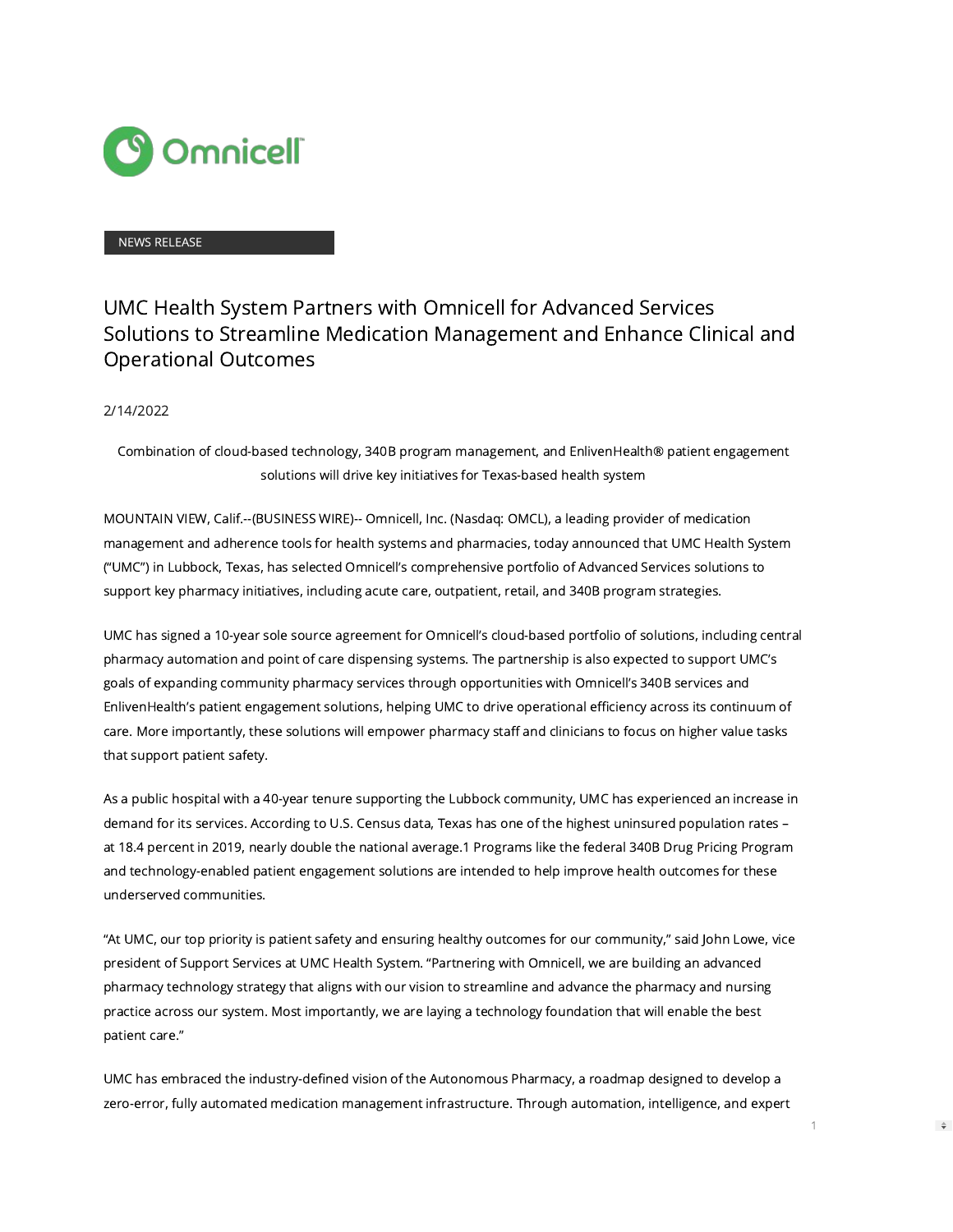Omnicell

NEWS RELEASE

# UMC Health System Partners with Omnicell for Advanced Services Solutions to Streamline Medication Management and Enhance Clinical and Operational Outcomes

2/14/2022

Combination of cloud-based technology, 340B program management, and EnlivenHealth® patient engagement solutions will drive key initiatives for Texas-based health system

MOUNTAIN VIEW, Calif.--(BUSINESS WIRE)-- Omnicell, Inc. (Nasdaq: OMCL), a leading provider of medication management and adherence tools for health systems and pharmacies, today announced that UMC Health System ("UMC") in Lubbock, Texas, has selected Omnicell's comprehensive portfolio of Advanced Services solutions to support key pharmacy initiatives, including acute care, outpatient, retail, and 340B program strategies.

UMC has signed a 10-year sole source agreement for Omnicell's cloud-based portfolio of solutions, including central pharmacy automation and point of care dispensing systems. The partnership is also expected to support UMC's goals of expanding community pharmacy services through opportunities with Omnicell's 340B services and EnlivenHealth's patient engagement solutions, helping UMC to drive operational efficiency across its continuum of care. More importantly, these solutions will empower pharmacy staff and clinicians to focus on higher value tasks that support patient safety.

As a public hospital with a 40-year tenure supporting the Lubbock community, UMC has experienced an increase in demand for its services. According to U.S. Census data, Texas has one of the highest uninsured population rates – at 18.4 percent in 2019, nearly double the national average.[1] Programs like the federal 340B Drug Pricing Program and technology-enabled patient engagement solutions are intended to help improve health outcomes for these underserved communities.

"At UMC, our top priority is patient safety and ensuring healthy outcomes for our community," said John Lowe, vice president of Support Services at UMC Health System. "Partnering with Omnicell, we are building an advanced pharmacy technology strategy that aligns with our vision to streamline and advance the pharmacy and nursing practice across our system. Most importantly, we are laying a technology foundation that will enable the best patient care."

UMC has embraced the industry-defined vision of the Autonomous Pharmacy, a roadmap designed to develop a zero-error, fully automated medication management infrastructure. Through automation, intelligence, and expert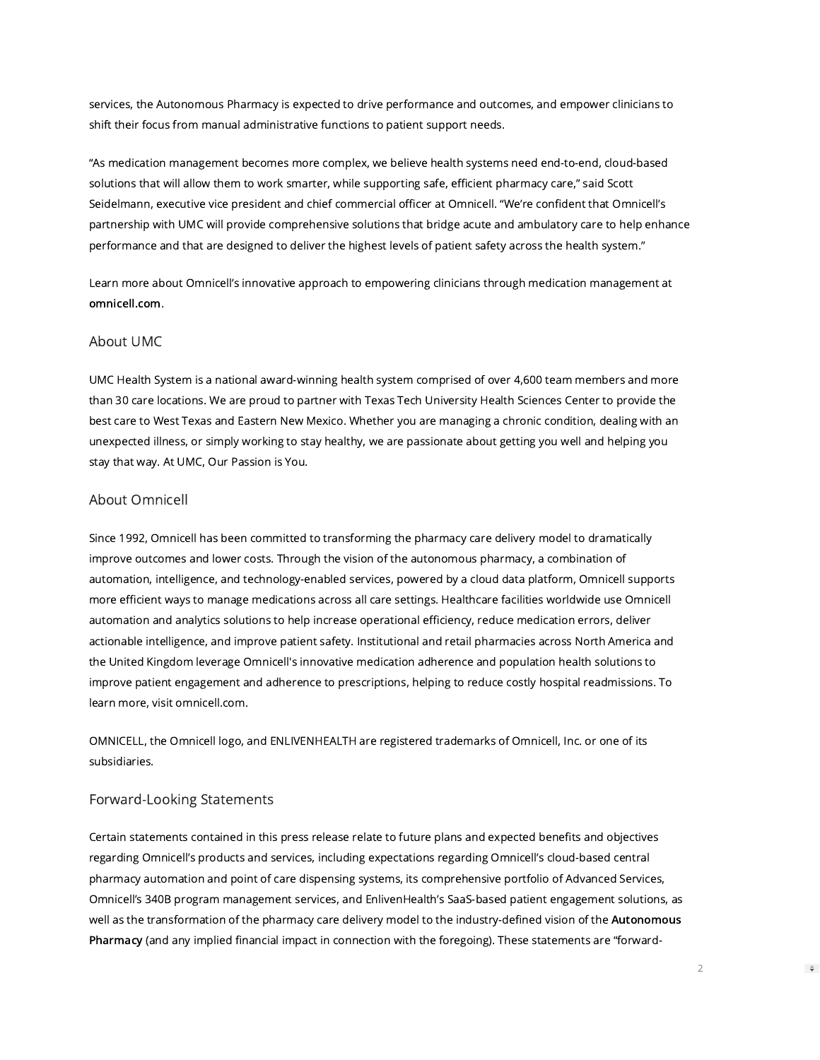services, the Autonomous Pharmacy is expected to drive performance and outcomes, and empower clinicians to shift their focus from manual administrative functions to patient support needs.

"As medication management becomes more complex, we believe health systems need end-to-end, cloud-based solutions that will allow them to work smarter, while supporting safe, efficient pharmacy care," said Scott Seidelmann, executive vice president and chief commercial officer at Omnicell. "We're confident that Omnicell's partnership with UMC will provide comprehensive solutions that bridge acute and ambulatory care to help enhance performance and that are designed to deliver the highest levels of patient safety across the health system."

Learn more about Omnicell's innovative approach to empowering clinicians through medication management at **omnicell.com**.

## About UMC

UMC Health System is a national award-winning health system comprised of over 4,600 team members and more than 30 care locations. We are proud to partner with Texas Tech University Health Sciences Center to provide the best care to West Texas and Eastern New Mexico. Whether you are managing a chronic condition, dealing with an unexpected illness, or simply working to stay healthy, we are passionate about getting you well and helping you stay that way. At UMC, Our Passion is You.

## About Omnicell

Since 1992, Omnicell has been committed to transforming the pharmacy care delivery model to dramatically improve outcomes and lower costs. Through the vision of the autonomous pharmacy, a combination of automation, intelligence, and technology-enabled services, powered by a cloud data platform, Omnicell supports more efficient ways to manage medications across all care settings. Healthcare facilities worldwide use Omnicell automation and analytics solutions to help increase operational efficiency, reduce medication errors, deliver actionable intelligence, and improve patient safety. Institutional and retail pharmacies across North America and the United Kingdom leverage Omnicell's innovative medication adherence and population health solutions to improve patient engagement and adherence to prescriptions, helping to reduce costly hospital readmissions. To learn more, visit omnicell.com.

OMNICELL, the Omnicell logo, and ENLIVENHEALTH are registered trademarks of Omnicell, Inc. or one of its subsidiaries.

## Forward-Looking Statements

Certain statements contained in this press release relate to future plans and expected benefits and objectives regarding Omnicell's products and services, including expectations regarding Omnicell's cloud-based central pharmacy automation and point of care dispensing systems, its comprehensive portfolio of Advanced Services, Omnicell's 340B program management services, and EnlivenHealth's SaaS-based patient engagement solutions, as well as the transformation of the pharmacy care delivery model to the industry-defined vision of the **Autonomous Pharmacy** (and any implied financial impact in connection with the foregoing). These statements are "forward-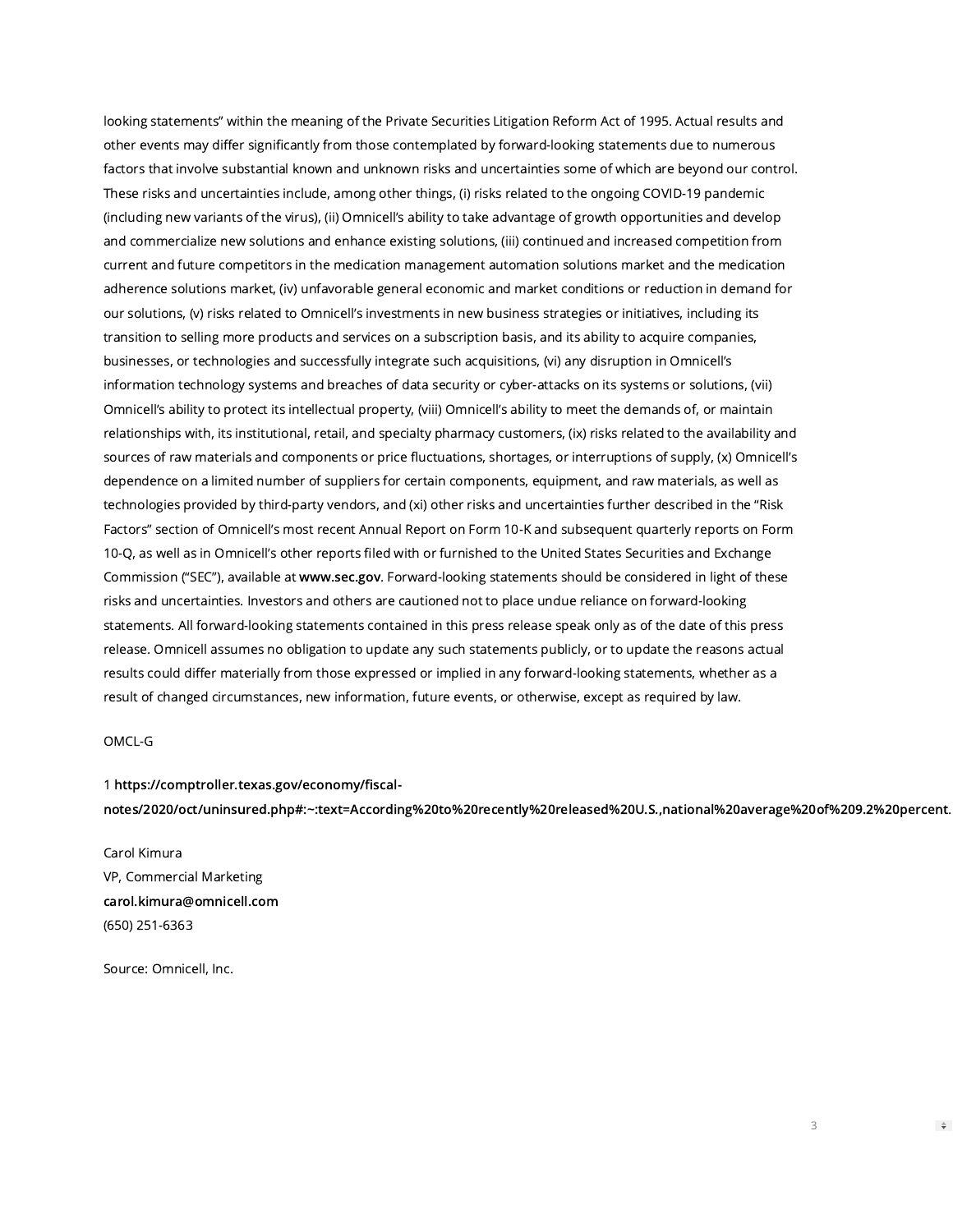looking statements" within the meaning of the Private Securities Litigation Reform Act of 1995. Actual results and other events may differ significantly from those contemplated by forward-looking statements due to numerous factors that involve substantial known and unknown risks and uncertainties some of which are beyond our control. These risks and uncertainties include, among other things, (i) risks related to the ongoing COVID-19 pandemic (including new variants of the virus), (ii) Omnicell's ability to take advantage of growth opportunities and develop and commercialize new solutions and enhance existing solutions, (iii) continued and increased competition from current and future competitors in the medication management automation solutions market and the medication adherence solutions market, (iv) unfavorable general economic and market conditions or reduction in demand for our solutions, (v) risks related to Omnicell's investments in new business strategies or initiatives, including its transition to selling more products and services on a subscription basis, and its ability to acquire companies, businesses, or technologies and successfully integrate such acquisitions, (vi) any disruption in Omnicell's information technology systems and breaches of data security or cyber-attacks on its systems or solutions, (vii) Omnicell's ability to protect its intellectual property, (viii) Omnicell's ability to meet the demands of, or maintain relationships with, its institutional, retail, and specialty pharmacy customers, (ix) risks related to the availability and sources of raw materials and components or price fluctuations, shortages, or interruptions of supply, (x) Omnicell's dependence on a limited number of suppliers for certain components, equipment, and raw materials, as well as technologies provided by third-party vendors, and (xi) other risks and uncertainties further described in the "Risk Factors" section of Omnicell's most recent Annual Report on Form 10-K and subsequent quarterly reports on Form 10-Q, as well as in Omnicell's other reports filed with or furnished to the United States Securities and Exchange Commission ("SEC"), available at **www.sec.gov**. Forward-looking statements should be considered in light of these risks and uncertainties. Investors and others are cautioned not to place undue reliance on forward-looking statements. All forward-looking statements contained in this press release speak only as of the date of this press release. Omnicell assumes no obligation to update any such statements publicly, or to update the reasons actual results could differ materially from those expressed or implied in any forward-looking statements, whether as a result of changed circumstances, new information, future events, or otherwise, except as required by law.

OMCL-G

1 **https://comptroller.texas.gov/economy/fiscal-notes/2020/oct/uninsured.php#:~:text=According%20to%20recently%20released%20U.S.,national%20average%20of%209.2%20percent.**

Carol Kimura
VP, Commercial Marketing
**carol.kimura@omnicell.com**
(650) 251-6363

Source: Omnicell, Inc.